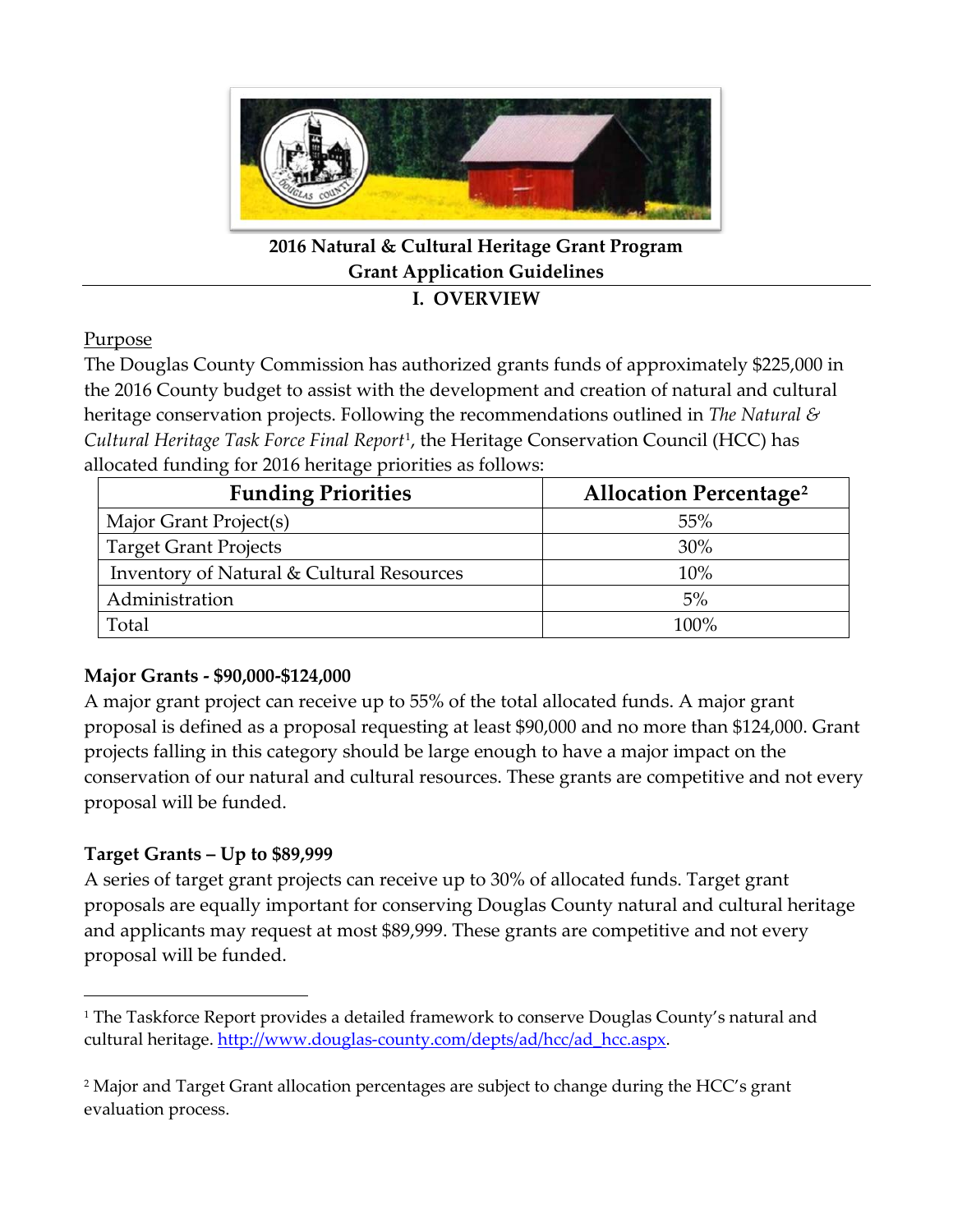**2016 Natural & Cultural Heritage Grant Program**
**Grant Application Guidelines**

# I. OVERVIEW

Purpose

The Douglas County Commission has authorized grants funds of approximately $225,000 in the 2016 County budget to assist with the development and creation of natural and cultural heritage conservation projects. Following the recommendations outlined in *The Natural & Cultural Heritage Task Force Final Report*[1], the Heritage Conservation Council (HCC) has allocated funding for 2016 heritage priorities as follows:

| Funding Priorities | Allocation Percentage[2] |
|---|---|
| Major Grant Project(s) | 55% |
| Target Grant Projects | 30% |
| Inventory of Natural & Cultural Resources | 10% |
| Administration | 5% |
| Total | 100% |

**Major Grants - $90,000-$124,000**

A major grant project can receive up to 55% of the total allocated funds. A major grant proposal is defined as a proposal requesting at least $90,000 and no more than $124,000. Grant projects falling in this category should be large enough to have a major impact on the conservation of our natural and cultural resources. These grants are competitive and not every proposal will be funded.

**Target Grants – Up to $89,999**

A series of target grant projects can receive up to 30% of allocated funds. Target grant proposals are equally important for conserving Douglas County natural and cultural heritage and applicants may request at most $89,999. These grants are competitive and not every proposal will be funded.

---

[1] The Taskforce Report provides a detailed framework to conserve Douglas County's natural and cultural heritage. http://www.douglas-county.com/depts/ad/hcc/ad_hcc.aspx.

[2] Major and Target Grant allocation percentages are subject to change during the HCC's grant evaluation process.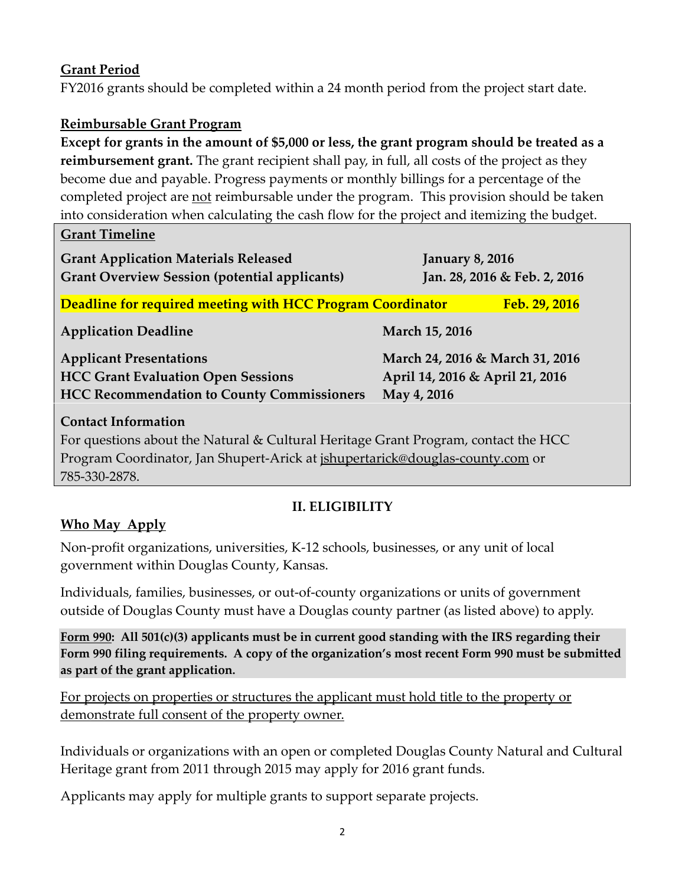**Grant Period**

FY2016 grants should be completed within a 24 month period from the project start date.

**Reimbursable Grant Program**

**Except for grants in the amount of $5,000 or less, the grant program should be treated as a reimbursement grant.** The grant recipient shall pay, in full, all costs of the project as they become due and payable. Progress payments or monthly billings for a percentage of the completed project are not reimbursable under the program. This provision should be taken into consideration when calculating the cash flow for the project and itemizing the budget.

**Grant Timeline**

| | |
|---|---|
| **Grant Application Materials Released** | **January 8, 2016** |
| **Grant Overview Session (potential applicants)** | **Jan. 28, 2016 & Feb. 2, 2016** |
| **Deadline for required meeting with HCC Program Coordinator** | **Feb. 29, 2016** |
| **Application Deadline** | **March 15, 2016** |
| **Applicant Presentations** | **March 24, 2016 & March 31, 2016** |
| **HCC Grant Evaluation Open Sessions** | **April 14, 2016 & April 21, 2016** |
| **HCC Recommendation to County Commissioners** | **May 4, 2016** |

**Contact Information**

For questions about the Natural & Cultural Heritage Grant Program, contact the HCC Program Coordinator, Jan Shupert-Arick at jshupertarick@douglas-county.com or 785-330-2878.

## II. ELIGIBILITY

**Who May Apply**

Non-profit organizations, universities, K-12 schools, businesses, or any unit of local government within Douglas County, Kansas.

Individuals, families, businesses, or out-of-county organizations or units of government outside of Douglas County must have a Douglas county partner (as listed above) to apply.

**Form 990: All 501(c)(3) applicants must be in current good standing with the IRS regarding their Form 990 filing requirements. A copy of the organization's most recent Form 990 must be submitted as part of the grant application.**

For projects on properties or structures the applicant must hold title to the property or demonstrate full consent of the property owner.

Individuals or organizations with an open or completed Douglas County Natural and Cultural Heritage grant from 2011 through 2015 may apply for 2016 grant funds.

Applicants may apply for multiple grants to support separate projects.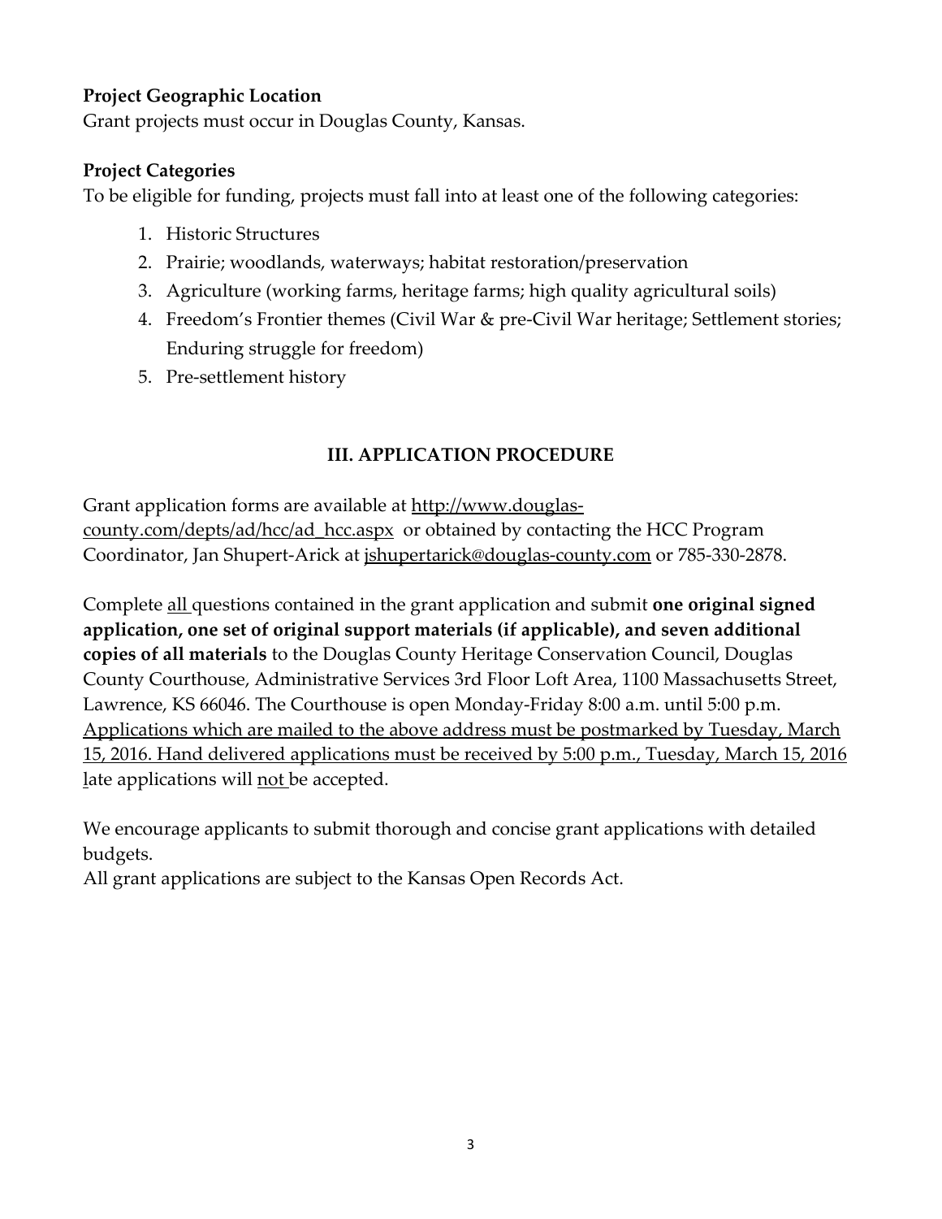**Project Geographic Location**

Grant projects must occur in Douglas County, Kansas.

**Project Categories**

To be eligible for funding, projects must fall into at least one of the following categories:

1. Historic Structures
2. Prairie; woodlands, waterways; habitat restoration/preservation
3. Agriculture (working farms, heritage farms; high quality agricultural soils)
4. Freedom's Frontier themes (Civil War & pre-Civil War heritage; Settlement stories; Enduring struggle for freedom)
5. Pre-settlement history

## III. APPLICATION PROCEDURE

Grant application forms are available at http://www.douglas-county.com/depts/ad/hcc/ad_hcc.aspx or obtained by contacting the HCC Program Coordinator, Jan Shupert-Arick at jshupertarick@douglas-county.com or 785-330-2878.

Complete all questions contained in the grant application and submit **one original signed application, one set of original support materials (if applicable), and seven additional copies of all materials** to the Douglas County Heritage Conservation Council, Douglas County Courthouse, Administrative Services 3rd Floor Loft Area, 1100 Massachusetts Street, Lawrence, KS 66046. The Courthouse is open Monday-Friday 8:00 a.m. until 5:00 p.m. Applications which are mailed to the above address must be postmarked by Tuesday, March 15, 2016. Hand delivered applications must be received by 5:00 p.m., Tuesday, March 15, 2016 late applications will not be accepted.

We encourage applicants to submit thorough and concise grant applications with detailed budgets.

All grant applications are subject to the Kansas Open Records Act.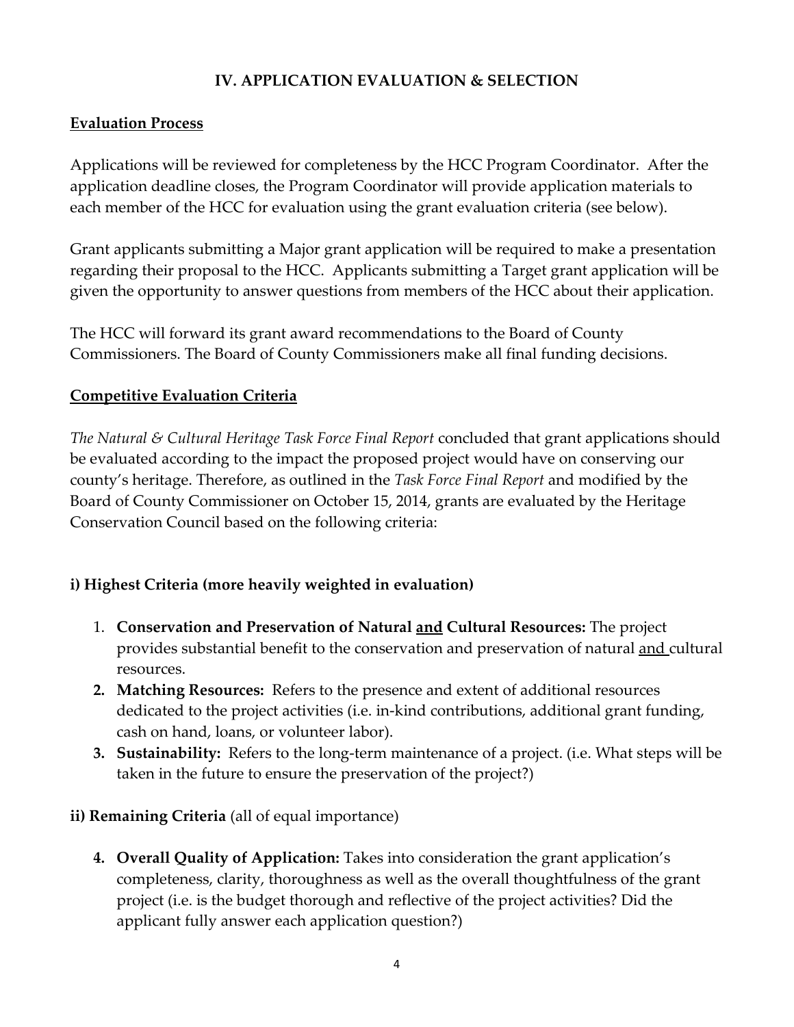## IV. APPLICATION EVALUATION & SELECTION

### Evaluation Process

Applications will be reviewed for completeness by the HCC Program Coordinator. After the application deadline closes, the Program Coordinator will provide application materials to each member of the HCC for evaluation using the grant evaluation criteria (see below).

Grant applicants submitting a Major grant application will be required to make a presentation regarding their proposal to the HCC. Applicants submitting a Target grant application will be given the opportunity to answer questions from members of the HCC about their application.

The HCC will forward its grant award recommendations to the Board of County Commissioners. The Board of County Commissioners make all final funding decisions.

### Competitive Evaluation Criteria

*The Natural & Cultural Heritage Task Force Final Report* concluded that grant applications should be evaluated according to the impact the proposed project would have on conserving our county's heritage. Therefore, as outlined in the *Task Force Final Report* and modified by the Board of County Commissioner on October 15, 2014, grants are evaluated by the Heritage Conservation Council based on the following criteria:

#### i) Highest Criteria (more heavily weighted in evaluation)

1. **Conservation and Preservation of Natural and Cultural Resources:** The project provides substantial benefit to the conservation and preservation of natural and cultural resources.
2. **Matching Resources:** Refers to the presence and extent of additional resources dedicated to the project activities (i.e. in-kind contributions, additional grant funding, cash on hand, loans, or volunteer labor).
3. **Sustainability:** Refers to the long-term maintenance of a project. (i.e. What steps will be taken in the future to ensure the preservation of the project?)

#### ii) Remaining Criteria (all of equal importance)

4. **Overall Quality of Application:** Takes into consideration the grant application's completeness, clarity, thoroughness as well as the overall thoughtfulness of the grant project (i.e. is the budget thorough and reflective of the project activities? Did the applicant fully answer each application question?)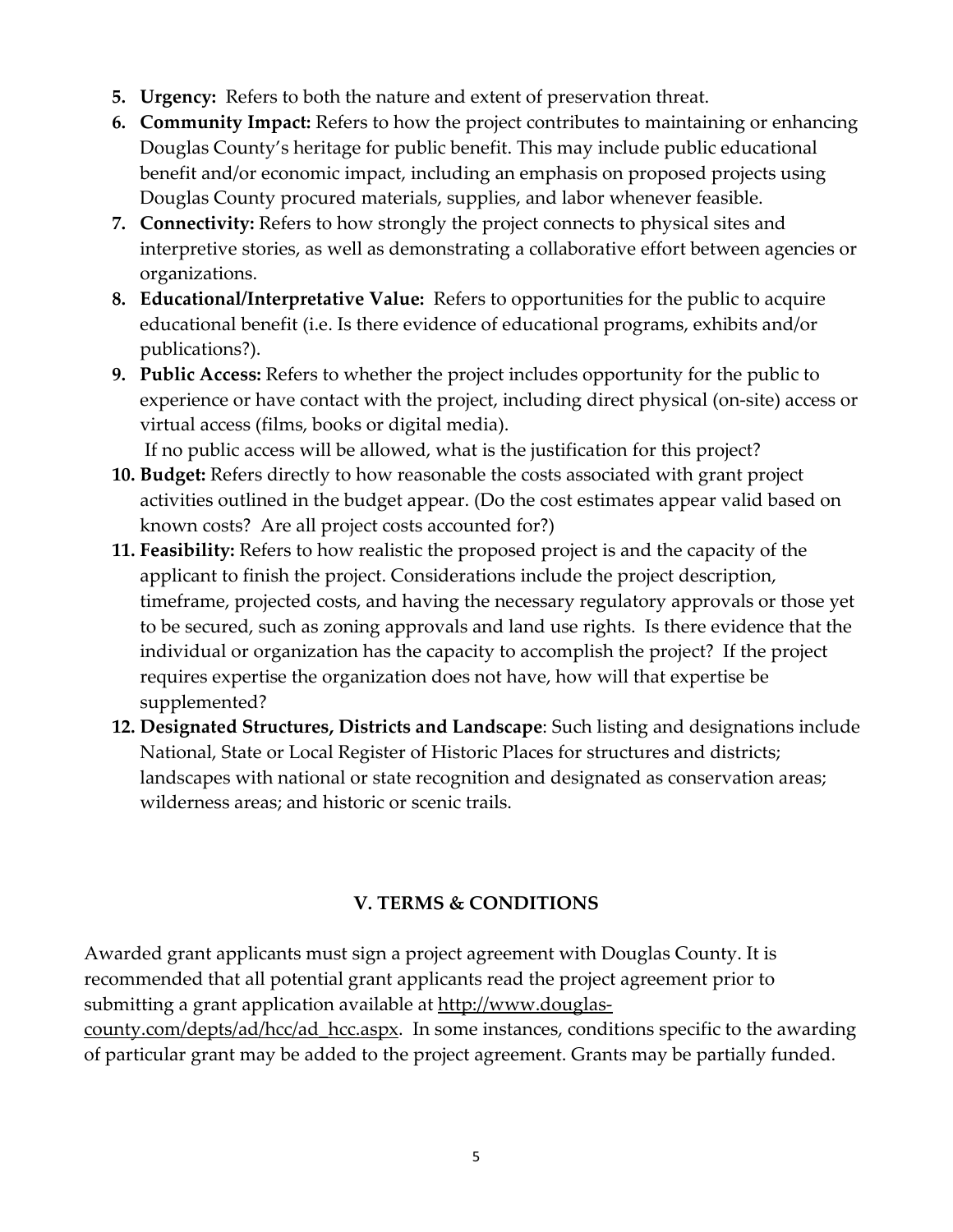5. **Urgency:** Refers to both the nature and extent of preservation threat.
6. **Community Impact:** Refers to how the project contributes to maintaining or enhancing Douglas County's heritage for public benefit. This may include public educational benefit and/or economic impact, including an emphasis on proposed projects using Douglas County procured materials, supplies, and labor whenever feasible.
7. **Connectivity:** Refers to how strongly the project connects to physical sites and interpretive stories, as well as demonstrating a collaborative effort between agencies or organizations.
8. **Educational/Interpretative Value:** Refers to opportunities for the public to acquire educational benefit (i.e. Is there evidence of educational programs, exhibits and/or publications?).
9. **Public Access:** Refers to whether the project includes opportunity for the public to experience or have contact with the project, including direct physical (on-site) access or virtual access (films, books or digital media).
   If no public access will be allowed, what is the justification for this project?
10. **Budget:** Refers directly to how reasonable the costs associated with grant project activities outlined in the budget appear. (Do the cost estimates appear valid based on known costs? Are all project costs accounted for?)
11. **Feasibility:** Refers to how realistic the proposed project is and the capacity of the applicant to finish the project. Considerations include the project description, timeframe, projected costs, and having the necessary regulatory approvals or those yet to be secured, such as zoning approvals and land use rights. Is there evidence that the individual or organization has the capacity to accomplish the project? If the project requires expertise the organization does not have, how will that expertise be supplemented?
12. **Designated Structures, Districts and Landscape**: Such listing and designations include National, State or Local Register of Historic Places for structures and districts; landscapes with national or state recognition and designated as conservation areas; wilderness areas; and historic or scenic trails.

## V. TERMS & CONDITIONS

Awarded grant applicants must sign a project agreement with Douglas County. It is recommended that all potential grant applicants read the project agreement prior to submitting a grant application available at http://www.douglas-county.com/depts/ad/hcc/ad_hcc.aspx. In some instances, conditions specific to the awarding of particular grant may be added to the project agreement. Grants may be partially funded.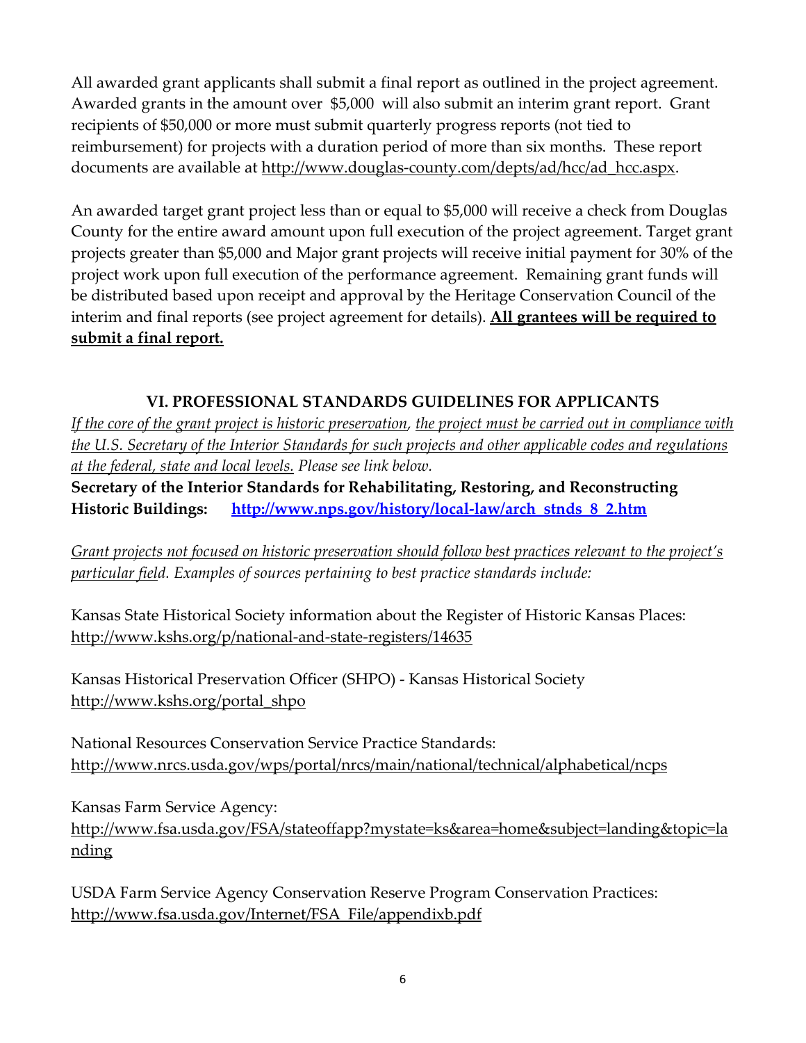All awarded grant applicants shall submit a final report as outlined in the project agreement. Awarded grants in the amount over $5,000 will also submit an interim grant report. Grant recipients of $50,000 or more must submit quarterly progress reports (not tied to reimbursement) for projects with a duration period of more than six months. These report documents are available at http://www.douglas-county.com/depts/ad/hcc/ad_hcc.aspx.

An awarded target grant project less than or equal to $5,000 will receive a check from Douglas County for the entire award amount upon full execution of the project agreement. Target grant projects greater than $5,000 and Major grant projects will receive initial payment for 30% of the project work upon full execution of the performance agreement. Remaining grant funds will be distributed based upon receipt and approval by the Heritage Conservation Council of the interim and final reports (see project agreement for details). **All grantees will be required to submit a final report.**

## VI. PROFESSIONAL STANDARDS GUIDELINES FOR APPLICANTS

*If the core of the grant project is historic preservation, the project must be carried out in compliance with the U.S. Secretary of the Interior Standards for such projects and other applicable codes and regulations at the federal, state and local levels. Please see link below.*

**Secretary of the Interior Standards for Rehabilitating, Restoring, and Reconstructing Historic Buildings: http://www.nps.gov/history/local-law/arch_stnds_8_2.htm**

*Grant projects not focused on historic preservation should follow best practices relevant to the project's particular field. Examples of sources pertaining to best practice standards include:*

Kansas State Historical Society information about the Register of Historic Kansas Places:
http://www.kshs.org/p/national-and-state-registers/14635

Kansas Historical Preservation Officer (SHPO) - Kansas Historical Society
http://www.kshs.org/portal_shpo

National Resources Conservation Service Practice Standards:
http://www.nrcs.usda.gov/wps/portal/nrcs/main/national/technical/alphabetical/ncps

Kansas Farm Service Agency:
http://www.fsa.usda.gov/FSA/stateoffapp?mystate=ks&area=home&subject=landing&topic=landing

USDA Farm Service Agency Conservation Reserve Program Conservation Practices:
http://www.fsa.usda.gov/Internet/FSA_File/appendixb.pdf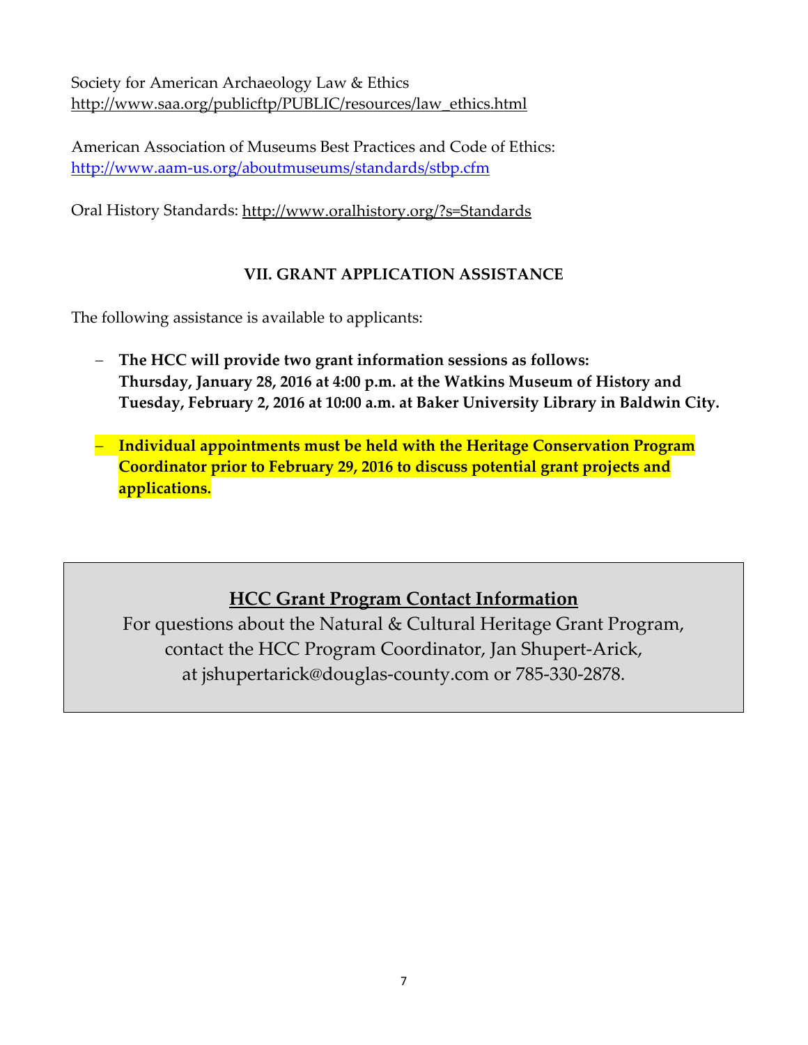Society for American Archaeology Law & Ethics
http://www.saa.org/publicftp/PUBLIC/resources/law_ethics.html

American Association of Museums Best Practices and Code of Ethics:
http://www.aam-us.org/aboutmuseums/standards/stbp.cfm

Oral History Standards: http://www.oralhistory.org/?s=Standards

## VII. GRANT APPLICATION ASSISTANCE

The following assistance is available to applicants:

- **The HCC will provide two grant information sessions as follows: Thursday, January 28, 2016 at 4:00 p.m. at the Watkins Museum of History and Tuesday, February 2, 2016 at 10:00 a.m. at Baker University Library in Baldwin City.**
- **Individual appointments must be held with the Heritage Conservation Program Coordinator prior to February 29, 2016 to discuss potential grant projects and applications.**

### HCC Grant Program Contact Information

For questions about the Natural & Cultural Heritage Grant Program, contact the HCC Program Coordinator, Jan Shupert-Arick, at jshupertarick@douglas-county.com or 785-330-2878.